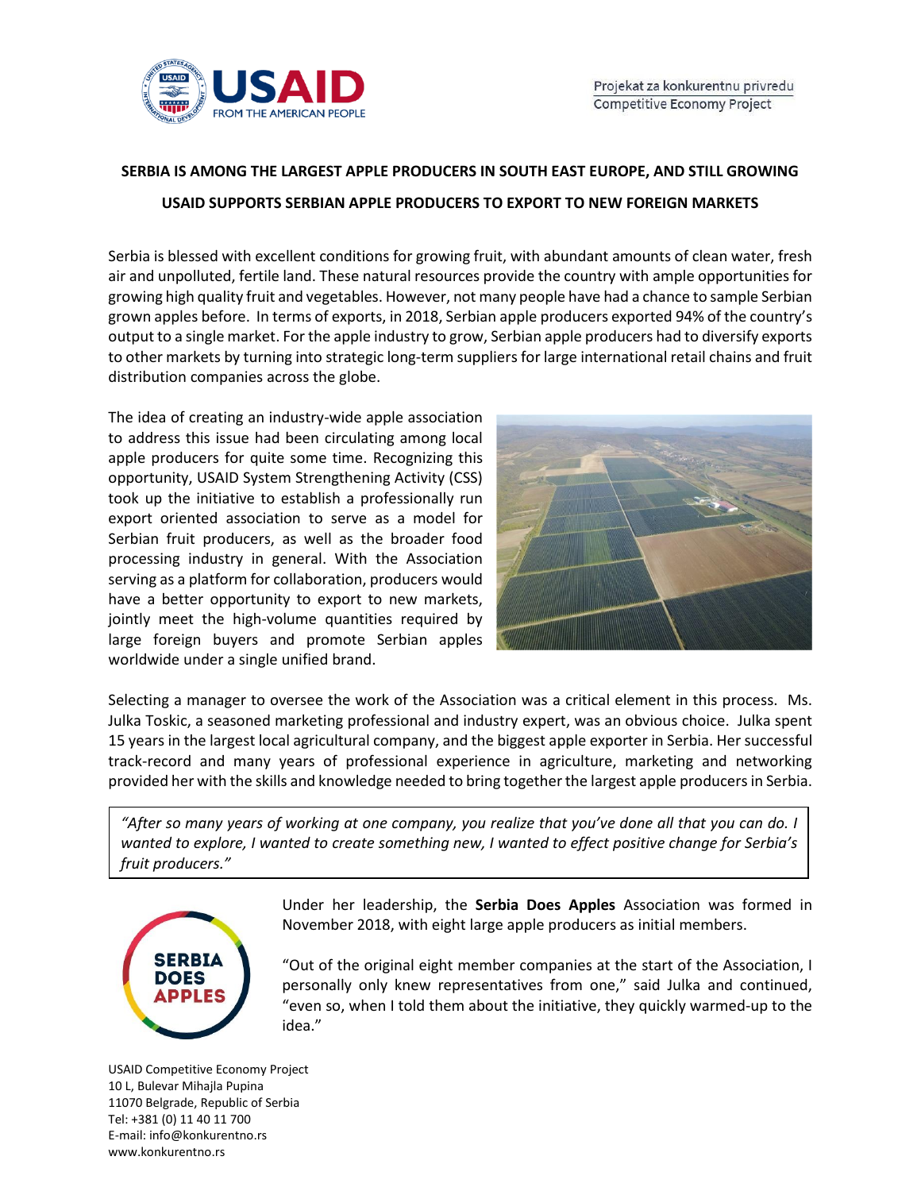**SERBIA IS AMONG THE LARGEST APPLE PRODUCERS IN SOUTH EAST EUROPE, AND STILL GROWING**

**USAID SUPPORTS SERBIAN APPLE PRODUCERS TO EXPORT TO NEW FOREIGN MARKETS**

Serbia is blessed with excellent conditions for growing fruit, with abundant amounts of clean water, fresh air and unpolluted, fertile land. These natural resources provide the country with ample opportunities for growing high quality fruit and vegetables. However, not many people have had a chance to sample Serbian grown apples before. In terms of exports, in 2018, Serbian apple producers exported 94% of the country's output to a single market. For the apple industry to grow, Serbian apple producers had to diversify exports to other markets by turning into strategic long-term suppliers for large international retail chains and fruit distribution companies across the globe.

The idea of creating an industry-wide apple association to address this issue had been circulating among local apple producers for quite some time. Recognizing this opportunity, USAID System Strengthening Activity (CSS) took up the initiative to establish a professionally run export oriented association to serve as a model for Serbian fruit producers, as well as the broader food processing industry in general. With the Association serving as a platform for collaboration, producers would have a better opportunity to export to new markets, jointly meet the high-volume quantities required by large foreign buyers and promote Serbian apples worldwide under a single unified brand.

Selecting a manager to oversee the work of the Association was a critical element in this process. Ms. Julka Toskic, a seasoned marketing professional and industry expert, was an obvious choice. Julka spent 15 years in the largest local agricultural company, and the biggest apple exporter in Serbia. Her successful track-record and many years of professional experience in agriculture, marketing and networking provided her with the skills and knowledge needed to bring together the largest apple producers in Serbia.

> *"After so many years of working at one company, you realize that you've done all that you can do. I wanted to explore, I wanted to create something new, I wanted to effect positive change for Serbia's fruit producers."*

Under her leadership, the **Serbia Does Apples** Association was formed in November 2018, with eight large apple producers as initial members.

"Out of the original eight member companies at the start of the Association, I personally only knew representatives from one," said Julka and continued, "even so, when I told them about the initiative, they quickly warmed-up to the idea."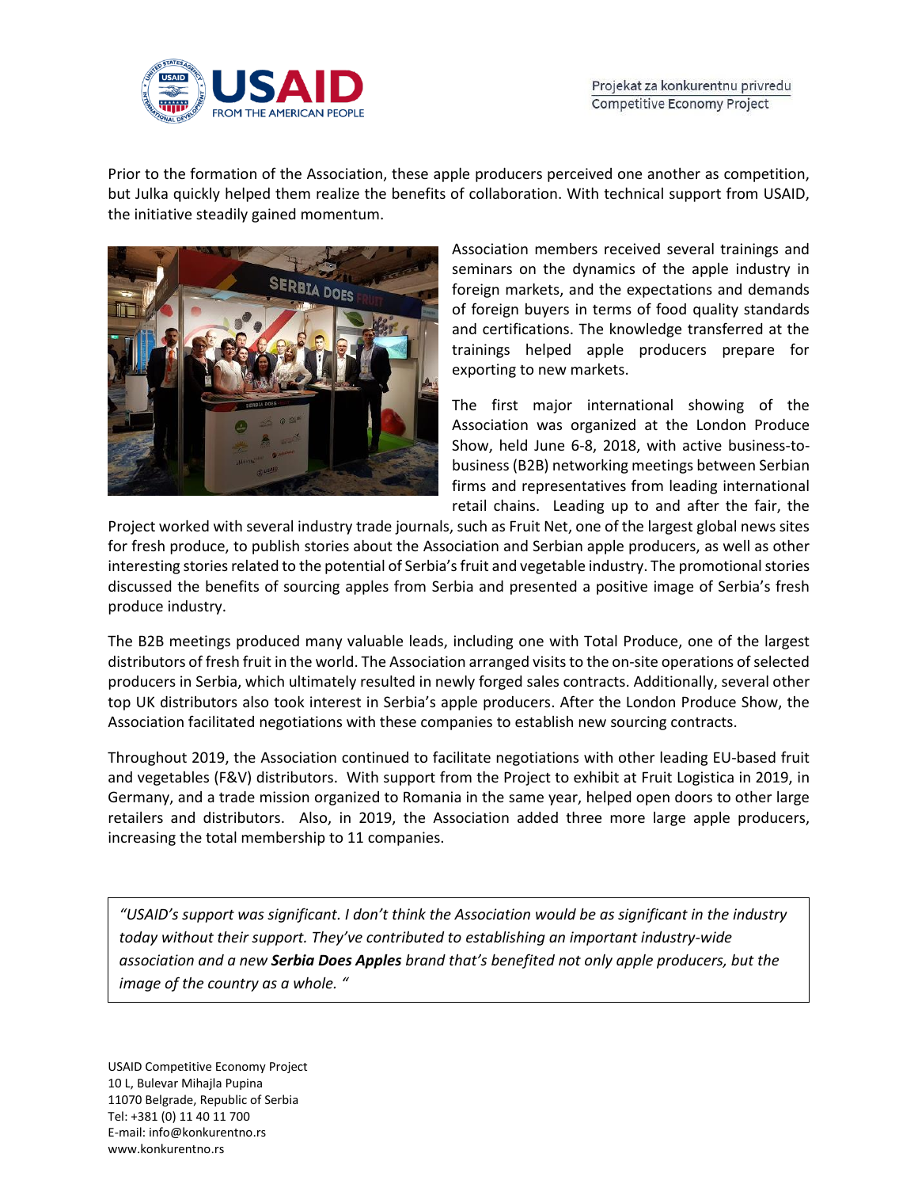Prior to the formation of the Association, these apple producers perceived one another as competition, but Julka quickly helped them realize the benefits of collaboration. With technical support from USAID, the initiative steadily gained momentum.

Association members received several trainings and seminars on the dynamics of the apple industry in foreign markets, and the expectations and demands of foreign buyers in terms of food quality standards and certifications. The knowledge transferred at the trainings helped apple producers prepare for exporting to new markets.

The first major international showing of the Association was organized at the London Produce Show, held June 6-8, 2018, with active business-to-business (B2B) networking meetings between Serbian firms and representatives from leading international retail chains. Leading up to and after the fair, the Project worked with several industry trade journals, such as Fruit Net, one of the largest global news sites for fresh produce, to publish stories about the Association and Serbian apple producers, as well as other interesting stories related to the potential of Serbia's fruit and vegetable industry. The promotional stories discussed the benefits of sourcing apples from Serbia and presented a positive image of Serbia's fresh produce industry.

The B2B meetings produced many valuable leads, including one with Total Produce, one of the largest distributors of fresh fruit in the world. The Association arranged visits to the on-site operations of selected producers in Serbia, which ultimately resulted in newly forged sales contracts. Additionally, several other top UK distributors also took interest in Serbia's apple producers. After the London Produce Show, the Association facilitated negotiations with these companies to establish new sourcing contracts.

Throughout 2019, the Association continued to facilitate negotiations with other leading EU-based fruit and vegetables (F&V) distributors. With support from the Project to exhibit at Fruit Logistica in 2019, in Germany, and a trade mission organized to Romania in the same year, helped open doors to other large retailers and distributors. Also, in 2019, the Association added three more large apple producers, increasing the total membership to 11 companies.

> *"USAID's support was significant. I don't think the Association would be as significant in the industry today without their support. They've contributed to establishing an important industry-wide association and a new **Serbia Does Apples** brand that's benefited not only apple producers, but the image of the country as a whole. "*

USAID Competitive Economy Project
10 L, Bulevar Mihajla Pupina
11070 Belgrade, Republic of Serbia
Tel: +381 (0) 11 40 11 700
E-mail: info@konkurentno.rs
www.konkurentno.rs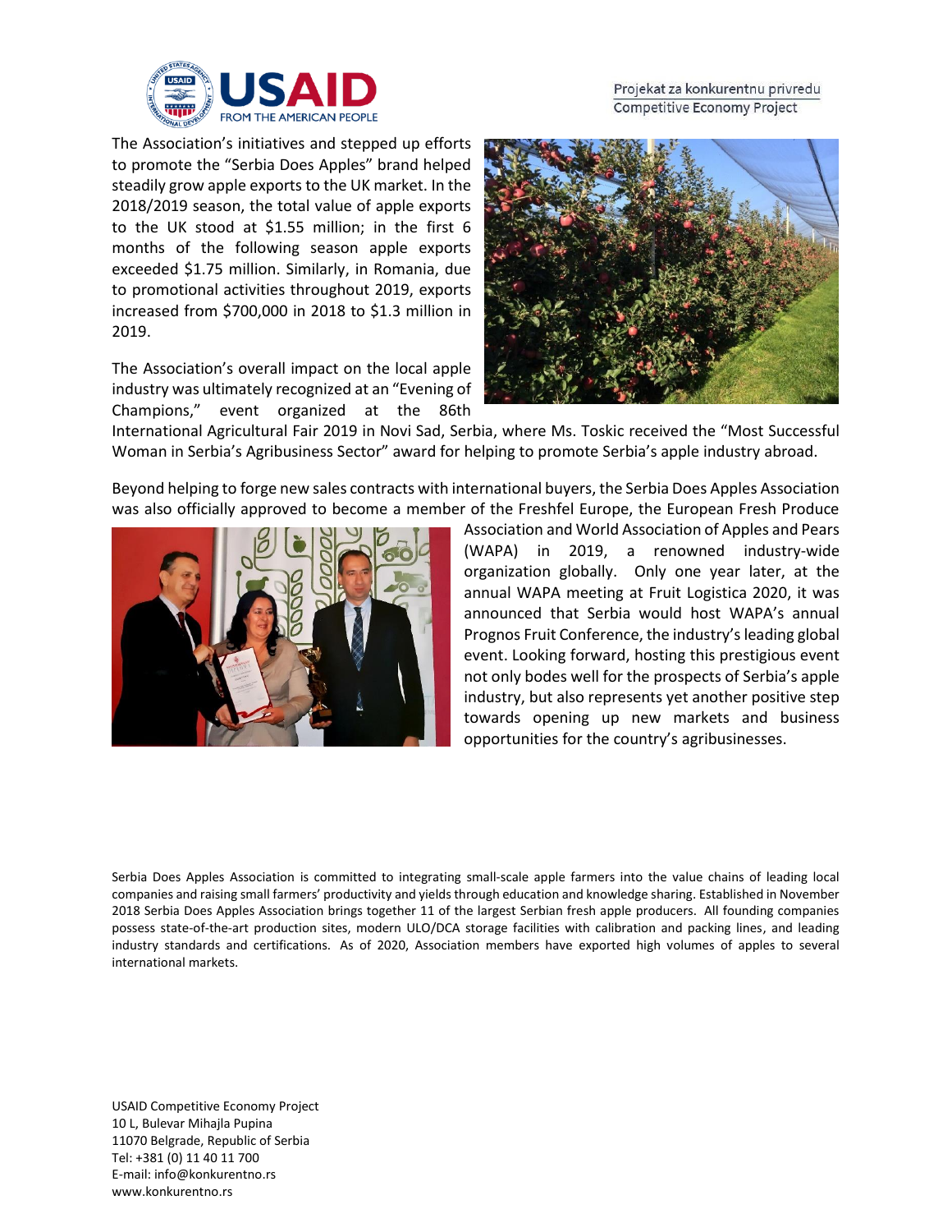The Association's initiatives and stepped up efforts to promote the "Serbia Does Apples" brand helped steadily grow apple exports to the UK market. In the 2018/2019 season, the total value of apple exports to the UK stood at $1.55 million; in the first 6 months of the following season apple exports exceeded $1.75 million. Similarly, in Romania, due to promotional activities throughout 2019, exports increased from $700,000 in 2018 to $1.3 million in 2019.

The Association's overall impact on the local apple industry was ultimately recognized at an "Evening of Champions," event organized at the 86th International Agricultural Fair 2019 in Novi Sad, Serbia, where Ms. Toskic received the "Most Successful Woman in Serbia's Agribusiness Sector" award for helping to promote Serbia's apple industry abroad.

Beyond helping to forge new sales contracts with international buyers, the Serbia Does Apples Association was also officially approved to become a member of the Freshfel Europe, the European Fresh Produce Association and World Association of Apples and Pears (WAPA) in 2019, a renowned industry-wide organization globally. Only one year later, at the annual WAPA meeting at Fruit Logistica 2020, it was announced that Serbia would host WAPA's annual Prognos Fruit Conference, the industry's leading global event. Looking forward, hosting this prestigious event not only bodes well for the prospects of Serbia's apple industry, but also represents yet another positive step towards opening up new markets and business opportunities for the country's agribusinesses.

Serbia Does Apples Association is committed to integrating small-scale apple farmers into the value chains of leading local companies and raising small farmers' productivity and yields through education and knowledge sharing. Established in November 2018 Serbia Does Apples Association brings together 11 of the largest Serbian fresh apple producers. All founding companies possess state-of-the-art production sites, modern ULO/DCA storage facilities with calibration and packing lines, and leading industry standards and certifications. As of 2020, Association members have exported high volumes of apples to several international markets.

USAID Competitive Economy Project
10 L, Bulevar Mihajla Pupina
11070 Belgrade, Republic of Serbia
Tel: +381 (0) 11 40 11 700
E-mail: info@konkurentno.rs
www.konkurentno.rs